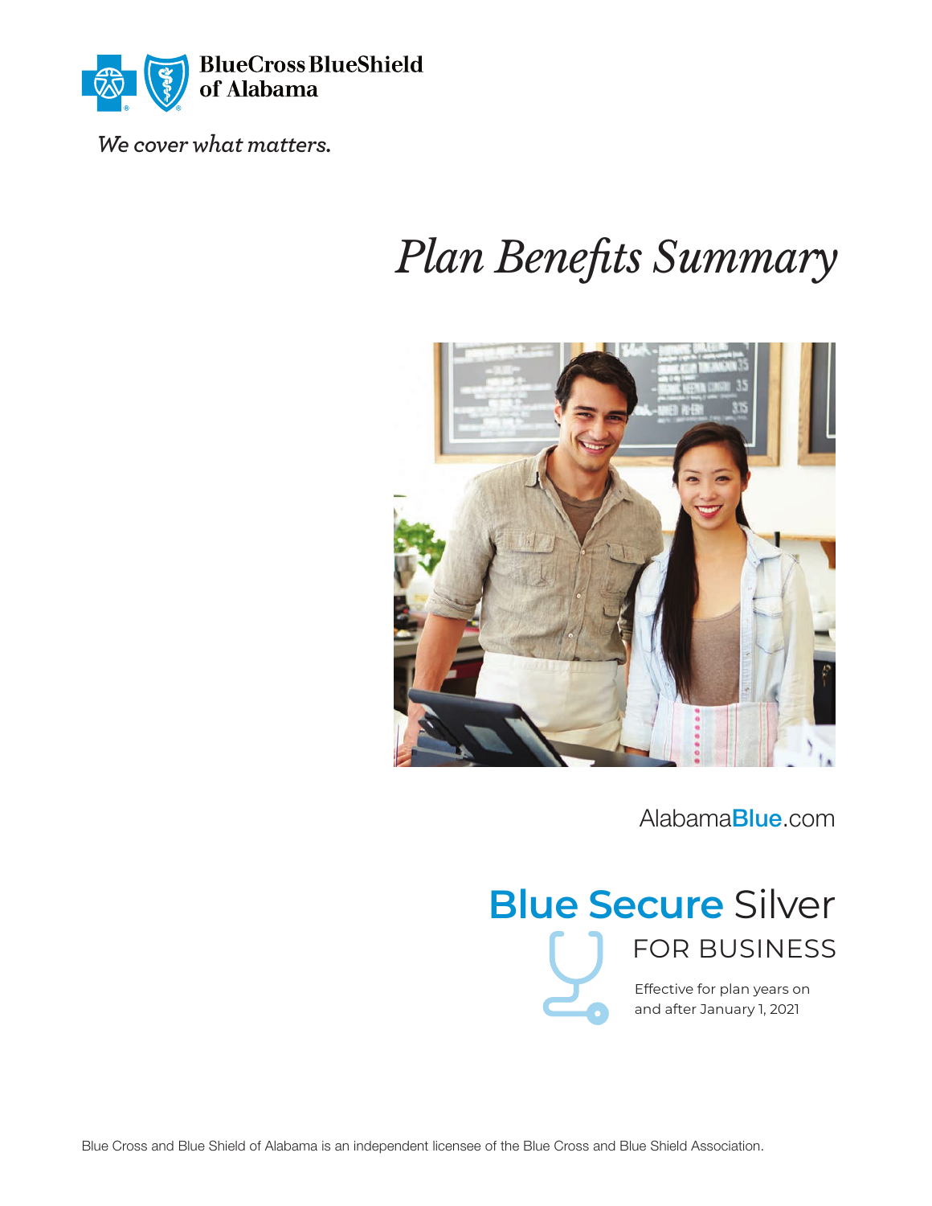BlueCross BlueShield of Alabama

*We cover what matters.*

# *Plan Benefits Summary*

AlabamaBlue.com

## Blue Secure Silver

### FOR BUSINESS

Effective for plan years on and after January 1, 2021

Blue Cross and Blue Shield of Alabama is an independent licensee of the Blue Cross and Blue Shield Association.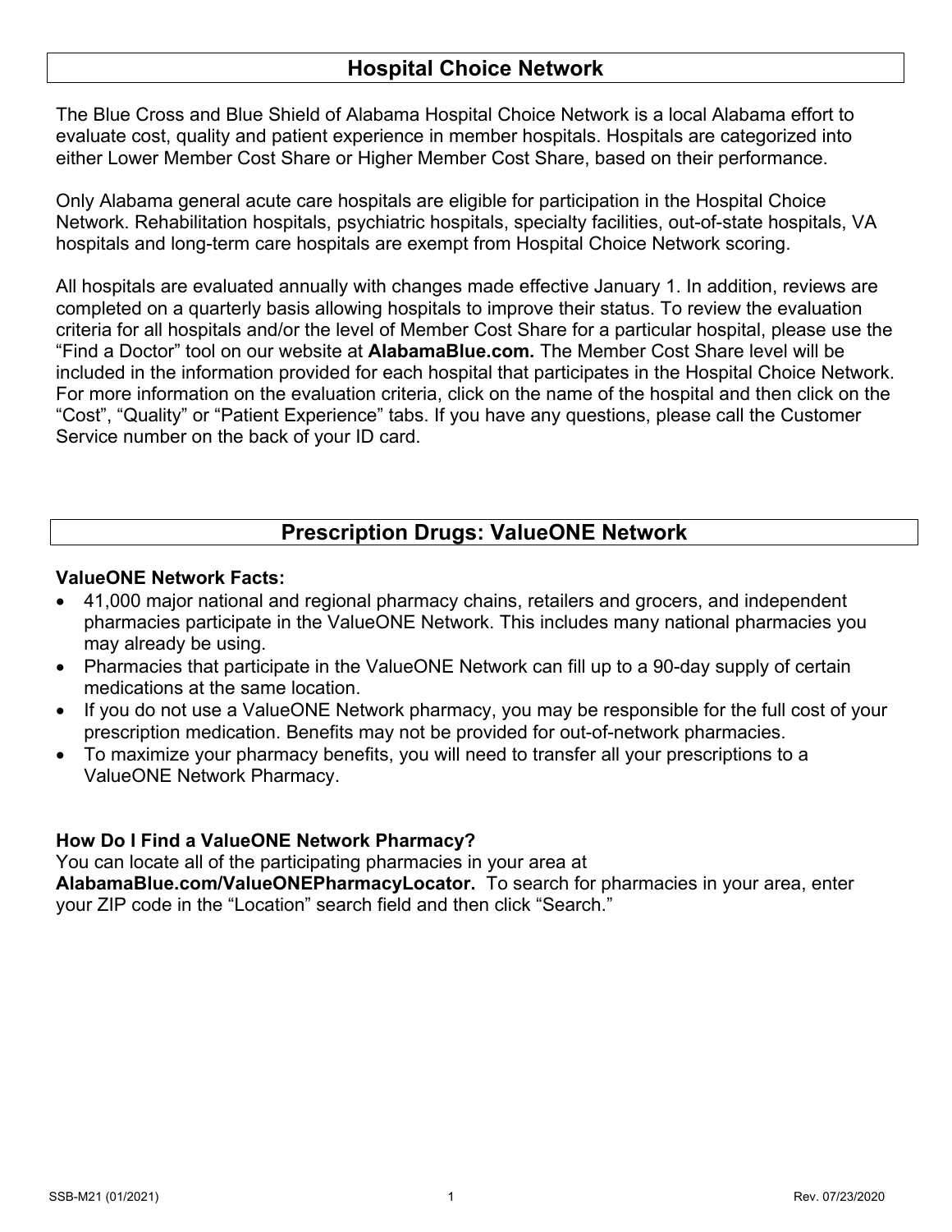## Hospital Choice Network

The Blue Cross and Blue Shield of Alabama Hospital Choice Network is a local Alabama effort to evaluate cost, quality and patient experience in member hospitals. Hospitals are categorized into either Lower Member Cost Share or Higher Member Cost Share, based on their performance.

Only Alabama general acute care hospitals are eligible for participation in the Hospital Choice Network. Rehabilitation hospitals, psychiatric hospitals, specialty facilities, out-of-state hospitals, VA hospitals and long-term care hospitals are exempt from Hospital Choice Network scoring.

All hospitals are evaluated annually with changes made effective January 1. In addition, reviews are completed on a quarterly basis allowing hospitals to improve their status. To review the evaluation criteria for all hospitals and/or the level of Member Cost Share for a particular hospital, please use the "Find a Doctor" tool on our website at **AlabamaBlue.com.** The Member Cost Share level will be included in the information provided for each hospital that participates in the Hospital Choice Network. For more information on the evaluation criteria, click on the name of the hospital and then click on the "Cost", "Quality" or "Patient Experience" tabs. If you have any questions, please call the Customer Service number on the back of your ID card.

## Prescription Drugs: ValueONE Network

**ValueONE Network Facts:**

- 41,000 major national and regional pharmacy chains, retailers and grocers, and independent pharmacies participate in the ValueONE Network. This includes many national pharmacies you may already be using.
- Pharmacies that participate in the ValueONE Network can fill up to a 90-day supply of certain medications at the same location.
- If you do not use a ValueONE Network pharmacy, you may be responsible for the full cost of your prescription medication. Benefits may not be provided for out-of-network pharmacies.
- To maximize your pharmacy benefits, you will need to transfer all your prescriptions to a ValueONE Network Pharmacy.

**How Do I Find a ValueONE Network Pharmacy?**

You can locate all of the participating pharmacies in your area at **AlabamaBlue.com/ValueONEPharmacyLocator.** To search for pharmacies in your area, enter your ZIP code in the "Location" search field and then click "Search."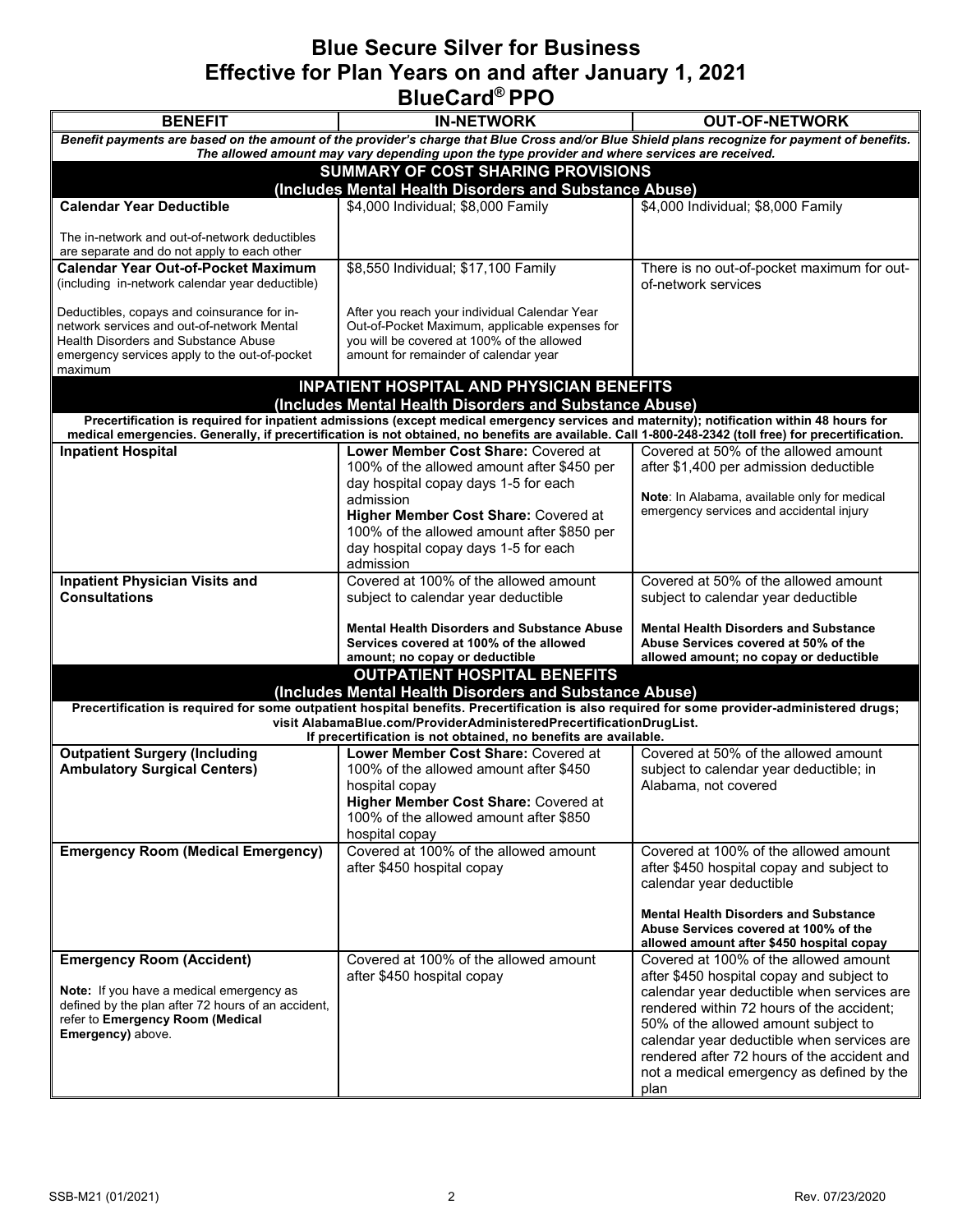# Blue Secure Silver for Business
## Effective for Plan Years on and after January 1, 2021
## BlueCard® PPO

| BENEFIT | IN-NETWORK | OUT-OF-NETWORK |
|---|---|---|
| ***Benefit payments are based on the amount of the provider's charge that Blue Cross and/or Blue Shield plans recognize for payment of benefits. The allowed amount may vary depending upon the type provider and where services are received.*** | | |
| **SUMMARY OF COST SHARING PROVISIONS (Includes Mental Health Disorders and Substance Abuse)** | | |
| **Calendar Year Deductible**<br><br>The in-network and out-of-network deductibles are separate and do not apply to each other | $4,000 Individual; $8,000 Family | $4,000 Individual; $8,000 Family |
| **Calendar Year Out-of-Pocket Maximum** (including in-network calendar year deductible)<br><br>Deductibles, copays and coinsurance for in-network services and out-of-network Mental Health Disorders and Substance Abuse emergency services apply to the out-of-pocket maximum | $8,550 Individual; $17,100 Family<br><br>After you reach your individual Calendar Year Out-of-Pocket Maximum, applicable expenses for you will be covered at 100% of the allowed amount for remainder of calendar year | There is no out-of-pocket maximum for out-of-network services |
| **INPATIENT HOSPITAL AND PHYSICIAN BENEFITS (Includes Mental Health Disorders and Substance Abuse)** | | |
| **Precertification is required for inpatient admissions (except medical emergency services and maternity); notification within 48 hours for medical emergencies. Generally, if precertification is not obtained, no benefits are available. Call 1-800-248-2342 (toll free) for precertification.** | | |
| **Inpatient Hospital** | **Lower Member Cost Share:** Covered at 100% of the allowed amount after $450 per day hospital copay days 1-5 for each admission<br>**Higher Member Cost Share:** Covered at 100% of the allowed amount after $850 per day hospital copay days 1-5 for each admission | Covered at 50% of the allowed amount after $1,400 per admission deductible<br><br>**Note**: In Alabama, available only for medical emergency services and accidental injury |
| **Inpatient Physician Visits and Consultations** | Covered at 100% of the allowed amount subject to calendar year deductible<br><br>**Mental Health Disorders and Substance Abuse Services covered at 100% of the allowed amount; no copay or deductible** | Covered at 50% of the allowed amount subject to calendar year deductible<br><br>**Mental Health Disorders and Substance Abuse Services covered at 50% of the allowed amount; no copay or deductible** |
| **OUTPATIENT HOSPITAL BENEFITS (Includes Mental Health Disorders and Substance Abuse)** | | |
| **Precertification is required for some outpatient hospital benefits. Precertification is also required for some provider-administered drugs; visit AlabamaBlue.com/ProviderAdministeredPrecertificationDrugList. If precertification is not obtained, no benefits are available.** | | |
| **Outpatient Surgery (Including Ambulatory Surgical Centers)** | **Lower Member Cost Share:** Covered at 100% of the allowed amount after $450 hospital copay<br>**Higher Member Cost Share:** Covered at 100% of the allowed amount after $850 hospital copay | Covered at 50% of the allowed amount subject to calendar year deductible; in Alabama, not covered |
| **Emergency Room (Medical Emergency)** | Covered at 100% of the allowed amount after $450 hospital copay | Covered at 100% of the allowed amount after $450 hospital copay and subject to calendar year deductible<br><br>**Mental Health Disorders and Substance Abuse Services covered at 100% of the allowed amount after $450 hospital copay** |
| **Emergency Room (Accident)**<br><br>**Note:** If you have a medical emergency as defined by the plan after 72 hours of an accident, refer to **Emergency Room (Medical Emergency)** above. | Covered at 100% of the allowed amount after $450 hospital copay | Covered at 100% of the allowed amount after $450 hospital copay and subject to calendar year deductible when services are rendered within 72 hours of the accident; 50% of the allowed amount subject to calendar year deductible when services are rendered after 72 hours of the accident and not a medical emergency as defined by the plan |

SSB-M21 (01/2021) Rev. 07/23/2020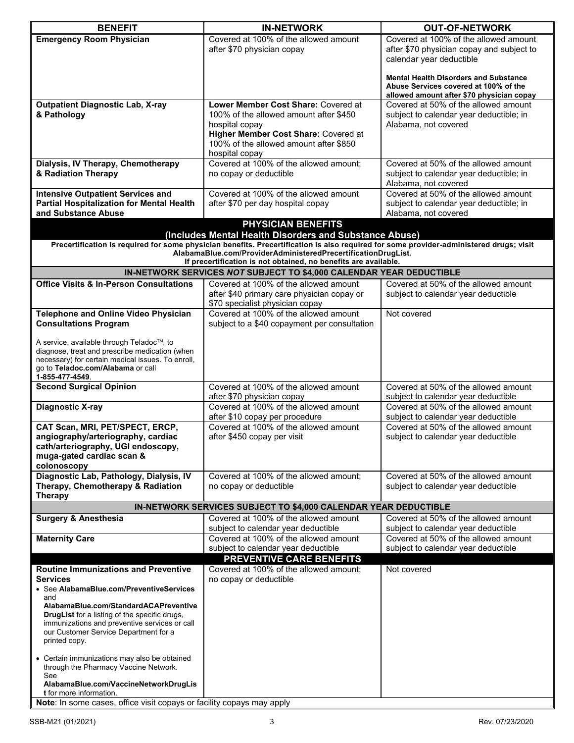| BENEFIT | IN-NETWORK | OUT-OF-NETWORK |
|---|---|---|
| **Emergency Room Physician** | Covered at 100% of the allowed amount after $70 physician copay | Covered at 100% of the allowed amount after $70 physician copay and subject to calendar year deductible<br><br>**Mental Health Disorders and Substance Abuse Services covered at 100% of the allowed amount after $70 physician copay** |
| **Outpatient Diagnostic Lab, X-ray & Pathology** | **Lower Member Cost Share:** Covered at 100% of the allowed amount after $450 hospital copay<br>**Higher Member Cost Share:** Covered at 100% of the allowed amount after $850 hospital copay | Covered at 50% of the allowed amount subject to calendar year deductible; in Alabama, not covered |
| **Dialysis, IV Therapy, Chemotherapy & Radiation Therapy** | Covered at 100% of the allowed amount; no copay or deductible | Covered at 50% of the allowed amount subject to calendar year deductible; in Alabama, not covered |
| **Intensive Outpatient Services and Partial Hospitalization for Mental Health and Substance Abuse** | Covered at 100% of the allowed amount after $70 per day hospital copay | Covered at 50% of the allowed amount subject to calendar year deductible; in Alabama, not covered |
| **PHYSICIAN BENEFITS (Includes Mental Health Disorders and Substance Abuse)** | | |
| **Precertification is required for some physician benefits. Precertification is also required for some provider-administered drugs; visit AlabamaBlue.com/ProviderAdministeredPrecertificationDrugList. If precertification is not obtained, no benefits are available.** | | |
| **IN-NETWORK SERVICES *NOT* SUBJECT TO $4,000 CALENDAR YEAR DEDUCTIBLE** | | |
| **Office Visits & In-Person Consultations** | Covered at 100% of the allowed amount after $40 primary care physician copay or $70 specialist physician copay | Covered at 50% of the allowed amount subject to calendar year deductible |
| **Telephone and Online Video Physician Consultations Program**<br><br>A service, available through Teladoc™, to diagnose, treat and prescribe medication (when necessary) for certain medical issues. To enroll, go to **Teladoc.com/Alabama** or call **1-855-477-4549**. | Covered at 100% of the allowed amount subject to a $40 copayment per consultation | Not covered |
| **Second Surgical Opinion** | Covered at 100% of the allowed amount after $70 physician copay | Covered at 50% of the allowed amount subject to calendar year deductible |
| **Diagnostic X-ray** | Covered at 100% of the allowed amount after $10 copay per procedure | Covered at 50% of the allowed amount subject to calendar year deductible |
| **CAT Scan, MRI, PET/SPECT, ERCP, angiography/arteriography, cardiac cath/arteriography, UGI endoscopy, muga-gated cardiac scan & colonoscopy** | Covered at 100% of the allowed amount after $450 copay per visit | Covered at 50% of the allowed amount subject to calendar year deductible |
| **Diagnostic Lab, Pathology, Dialysis, IV Therapy, Chemotherapy & Radiation Therapy** | Covered at 100% of the allowed amount; no copay or deductible | Covered at 50% of the allowed amount subject to calendar year deductible |
| **IN-NETWORK SERVICES SUBJECT TO $4,000 CALENDAR YEAR DEDUCTIBLE** | | |
| **Surgery & Anesthesia** | Covered at 100% of the allowed amount subject to calendar year deductible | Covered at 50% of the allowed amount subject to calendar year deductible |
| **Maternity Care** | Covered at 100% of the allowed amount subject to calendar year deductible | Covered at 50% of the allowed amount subject to calendar year deductible |
| **PREVENTIVE CARE BENEFITS** | | |
| **Routine Immunizations and Preventive Services**<br>• See **AlabamaBlue.com/PreventiveServices** and **AlabamaBlue.com/StandardACAPreventiveDrugList** for a listing of the specific drugs, immunizations and preventive services or call our Customer Service Department for a printed copy.<br>• Certain immunizations may also be obtained through the Pharmacy Vaccine Network. See **AlabamaBlue.com/VaccineNetworkDrugList** for more information. | Covered at 100% of the allowed amount; no copay or deductible | Not covered |
| **Note**: In some cases, office visit copays or facility copays may apply | | |

SSB-M21 (01/2021) Rev. 07/23/2020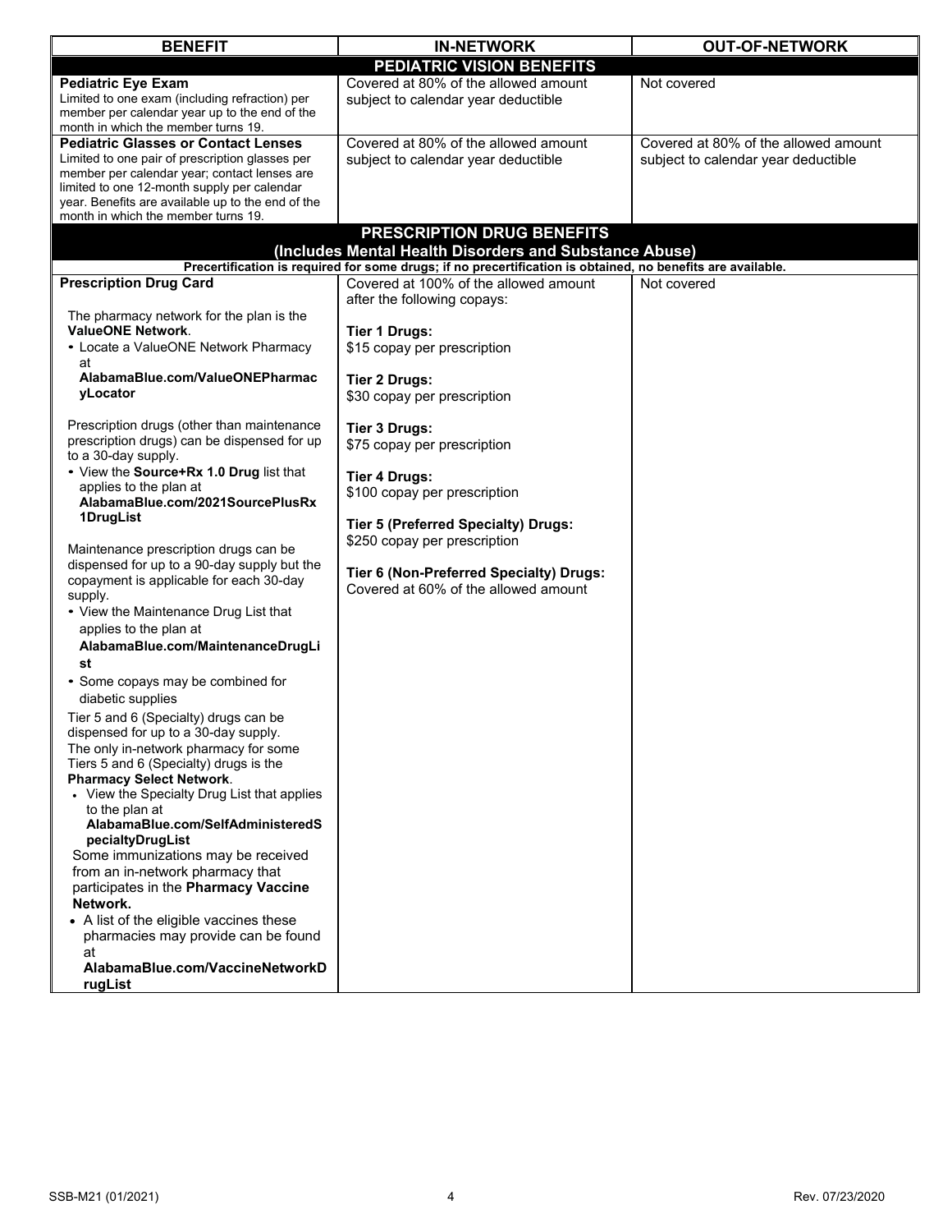| BENEFIT | IN-NETWORK | OUT-OF-NETWORK |
|---|---|---|
| **PEDIATRIC VISION BENEFITS** | | |
| **Pediatric Eye Exam**<br>Limited to one exam (including refraction) per member per calendar year up to the end of the month in which the member turns 19. | Covered at 80% of the allowed amount subject to calendar year deductible | Not covered |
| **Pediatric Glasses or Contact Lenses**<br>Limited to one pair of prescription glasses per member per calendar year; contact lenses are limited to one 12-month supply per calendar year. Benefits are available up to the end of the month in which the member turns 19. | Covered at 80% of the allowed amount subject to calendar year deductible | Covered at 80% of the allowed amount subject to calendar year deductible |
| **PRESCRIPTION DRUG BENEFITS (Includes Mental Health Disorders and Substance Abuse)** | | |
| **Precertification is required for some drugs; if no precertification is obtained, no benefits are available.** | | |
| **Prescription Drug Card**<br><br>The pharmacy network for the plan is the **ValueONE Network**.<br>• Locate a ValueONE Network Pharmacy at **AlabamaBlue.com/ValueONEPharmacyLocator**<br><br>Prescription drugs (other than maintenance prescription drugs) can be dispensed for up to a 30-day supply.<br>• View the **Source+Rx 1.0 Drug** list that applies to the plan at **AlabamaBlue.com/2021SourcePlusRx1DrugList**<br><br>Maintenance prescription drugs can be dispensed for up to a 90-day supply but the copayment is applicable for each 30-day supply.<br>• View the Maintenance Drug List that applies to the plan at **AlabamaBlue.com/MaintenanceDrugList**<br>• Some copays may be combined for diabetic supplies<br><br>Tier 5 and 6 (Specialty) drugs can be dispensed for up to a 30-day supply.<br>The only in-network pharmacy for some Tiers 5 and 6 (Specialty) drugs is the **Pharmacy Select Network**.<br>• View the Specialty Drug List that applies to the plan at **AlabamaBlue.com/SelfAdministeredSpecialtyDrugList**<br>Some immunizations may be received from an in-network pharmacy that participates in the **Pharmacy Vaccine Network.**<br>• A list of the eligible vaccines these pharmacies may provide can be found at **AlabamaBlue.com/VaccineNetworkDrugList** | Covered at 100% of the allowed amount after the following copays:<br><br>**Tier 1 Drugs:**<br>$15 copay per prescription<br><br>**Tier 2 Drugs:**<br>$30 copay per prescription<br><br>**Tier 3 Drugs:**<br>$75 copay per prescription<br><br>**Tier 4 Drugs:**<br>$100 copay per prescription<br><br>**Tier 5 (Preferred Specialty) Drugs:**<br>$250 copay per prescription<br><br>**Tier 6 (Non-Preferred Specialty) Drugs:**<br>Covered at 60% of the allowed amount | Not covered |

SSB-M21 (01/2021) Rev. 07/23/2020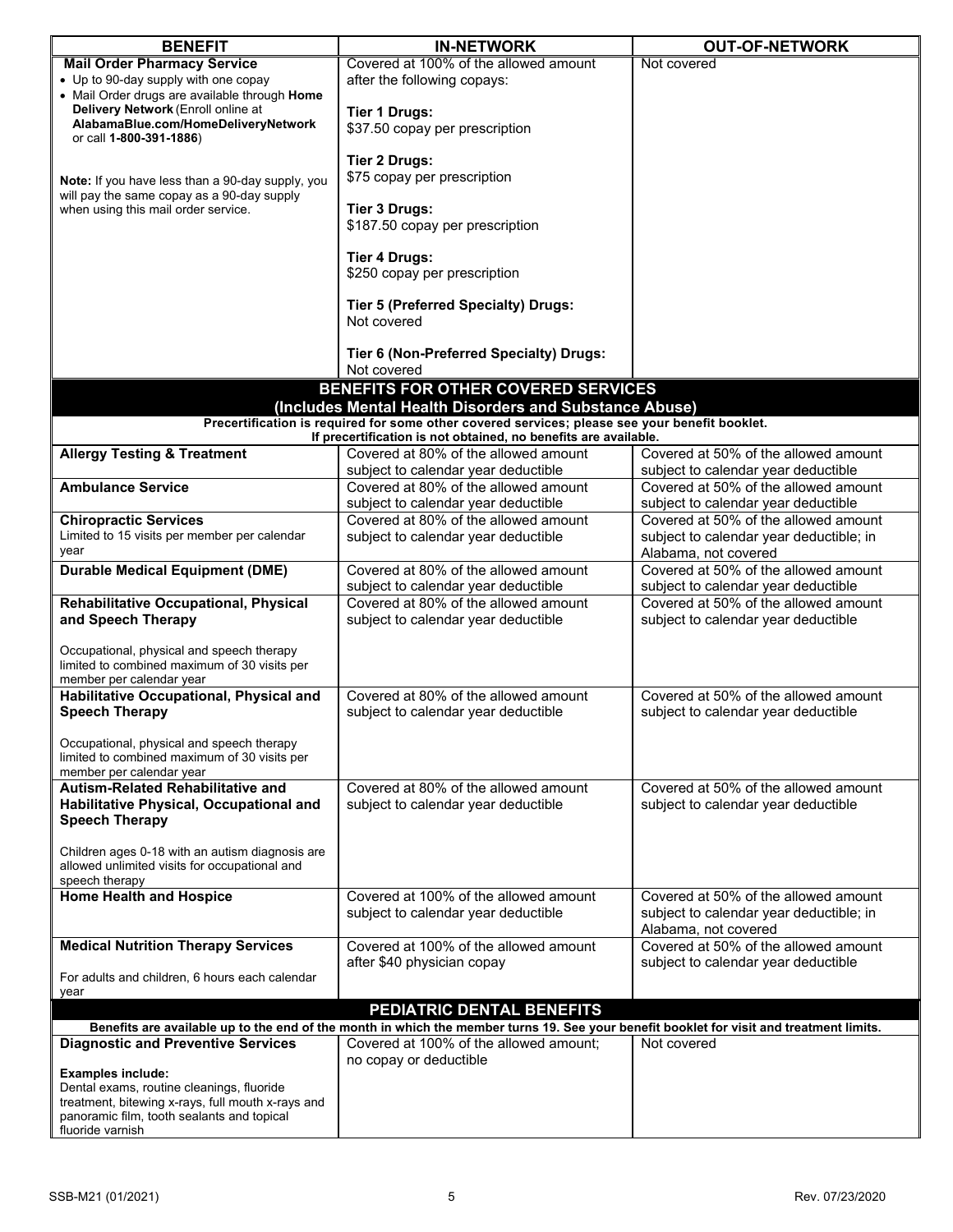| BENEFIT | IN-NETWORK | OUT-OF-NETWORK |
| --- | --- | --- |
| **Mail Order Pharmacy Service**<br>• Up to 90-day supply with one copay<br>• Mail Order drugs are available through **Home Delivery Network** (Enroll online at **AlabamaBlue.com/HomeDeliveryNetwork** or call **1-800-391-1886**)<br><br>**Note:** If you have less than a 90-day supply, you will pay the same copay as a 90-day supply when using this mail order service. | Covered at 100% of the allowed amount after the following copays:<br><br>**Tier 1 Drugs:**<br>$37.50 copay per prescription<br><br>**Tier 2 Drugs:**<br>$75 copay per prescription<br><br>**Tier 3 Drugs:**<br>$187.50 copay per prescription<br><br>**Tier 4 Drugs:**<br>$250 copay per prescription<br><br>**Tier 5 (Preferred Specialty) Drugs:**<br>Not covered<br><br>**Tier 6 (Non-Preferred Specialty) Drugs:**<br>Not covered | Not covered |
| **BENEFITS FOR OTHER COVERED SERVICES (Includes Mental Health Disorders and Substance Abuse)** | | |
| **Precertification is required for some other covered services; please see your benefit booklet. If precertification is not obtained, no benefits are available.** | | |
| **Allergy Testing & Treatment** | Covered at 80% of the allowed amount subject to calendar year deductible | Covered at 50% of the allowed amount subject to calendar year deductible |
| **Ambulance Service** | Covered at 80% of the allowed amount subject to calendar year deductible | Covered at 50% of the allowed amount subject to calendar year deductible |
| **Chiropractic Services**<br>Limited to 15 visits per member per calendar year | Covered at 80% of the allowed amount subject to calendar year deductible | Covered at 50% of the allowed amount subject to calendar year deductible; in Alabama, not covered |
| **Durable Medical Equipment (DME)** | Covered at 80% of the allowed amount subject to calendar year deductible | Covered at 50% of the allowed amount subject to calendar year deductible |
| **Rehabilitative Occupational, Physical and Speech Therapy**<br><br>Occupational, physical and speech therapy limited to combined maximum of 30 visits per member per calendar year | Covered at 80% of the allowed amount subject to calendar year deductible | Covered at 50% of the allowed amount subject to calendar year deductible |
| **Habilitative Occupational, Physical and Speech Therapy**<br><br>Occupational, physical and speech therapy limited to combined maximum of 30 visits per member per calendar year | Covered at 80% of the allowed amount subject to calendar year deductible | Covered at 50% of the allowed amount subject to calendar year deductible |
| **Autism-Related Rehabilitative and Habilitative Physical, Occupational and Speech Therapy**<br><br>Children ages 0-18 with an autism diagnosis are allowed unlimited visits for occupational and speech therapy | Covered at 80% of the allowed amount subject to calendar year deductible | Covered at 50% of the allowed amount subject to calendar year deductible |
| **Home Health and Hospice** | Covered at 100% of the allowed amount subject to calendar year deductible | Covered at 50% of the allowed amount subject to calendar year deductible; in Alabama, not covered |
| **Medical Nutrition Therapy Services**<br><br>For adults and children, 6 hours each calendar year | Covered at 100% of the allowed amount after $40 physician copay | Covered at 50% of the allowed amount subject to calendar year deductible |
| **PEDIATRIC DENTAL BENEFITS** | | |
| **Benefits are available up to the end of the month in which the member turns 19. See your benefit booklet for visit and treatment limits.** | | |
| **Diagnostic and Preventive Services**<br><br>**Examples include:**<br>Dental exams, routine cleanings, fluoride treatment, bitewing x-rays, full mouth x-rays and panoramic film, tooth sealants and topical fluoride varnish | Covered at 100% of the allowed amount; no copay or deductible | Not covered |

SSB-M21 (01/2021) Rev. 07/23/2020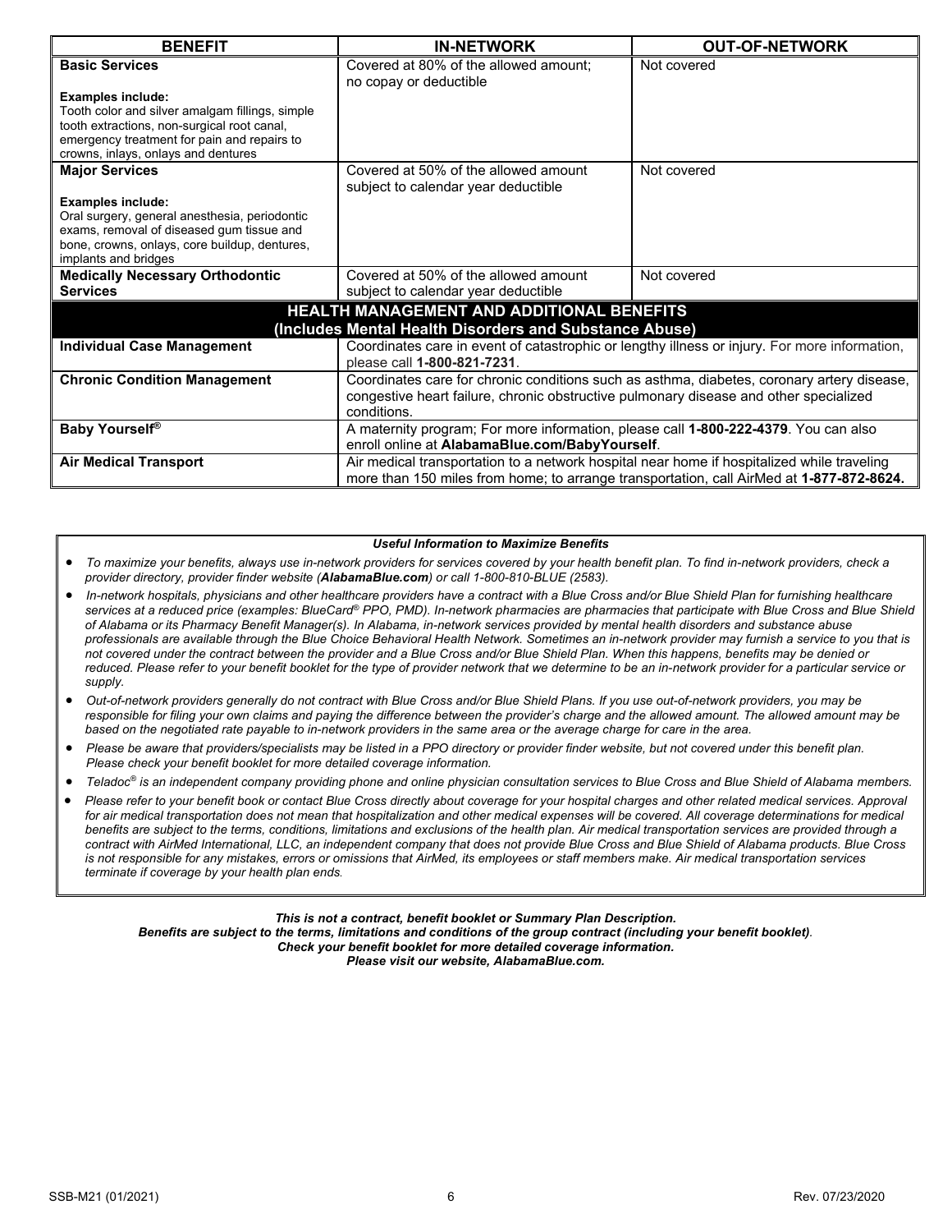| BENEFIT | IN-NETWORK | OUT-OF-NETWORK |
|---|---|---|
| **Basic Services**<br><br>**Examples include:**<br>Tooth color and silver amalgam fillings, simple tooth extractions, non-surgical root canal, emergency treatment for pain and repairs to crowns, inlays, onlays and dentures | Covered at 80% of the allowed amount; no copay or deductible | Not covered |
| **Major Services**<br><br>**Examples include:**<br>Oral surgery, general anesthesia, periodontic exams, removal of diseased gum tissue and bone, crowns, onlays, core buildup, dentures, implants and bridges | Covered at 50% of the allowed amount subject to calendar year deductible | Not covered |
| **Medically Necessary Orthodontic Services** | Covered at 50% of the allowed amount subject to calendar year deductible | Not covered |
| **HEALTH MANAGEMENT AND ADDITIONAL BENEFITS (Includes Mental Health Disorders and Substance Abuse)** | | |
| **Individual Case Management** | Coordinates care in event of catastrophic or lengthy illness or injury. For more information, please call **1-800-821-7231**. | |
| **Chronic Condition Management** | Coordinates care for chronic conditions such as asthma, diabetes, coronary artery disease, congestive heart failure, chronic obstructive pulmonary disease and other specialized conditions. | |
| **Baby Yourself®** | A maternity program; For more information, please call **1-800-222-4379**. You can also enroll online at **AlabamaBlue.com/BabyYourself**. | |
| **Air Medical Transport** | Air medical transportation to a network hospital near home if hospitalized while traveling more than 150 miles from home; to arrange transportation, call AirMed at **1-877-872-8624.** | |

***Useful Information to Maximize Benefits***

- *To maximize your benefits, always use in-network providers for services covered by your health benefit plan. To find in-network providers, check a provider directory, provider finder website (**AlabamaBlue.com**) or call 1-800-810-BLUE (2583).*
- *In-network hospitals, physicians and other healthcare providers have a contract with a Blue Cross and/or Blue Shield Plan for furnishing healthcare services at a reduced price (examples: BlueCard® PPO, PMD). In-network pharmacies are pharmacies that participate with Blue Cross and Blue Shield of Alabama or its Pharmacy Benefit Manager(s). In Alabama, in-network services provided by mental health disorders and substance abuse professionals are available through the Blue Choice Behavioral Health Network. Sometimes an in-network provider may furnish a service to you that is not covered under the contract between the provider and a Blue Cross and/or Blue Shield Plan. When this happens, benefits may be denied or reduced. Please refer to your benefit booklet for the type of provider network that we determine to be an in-network provider for a particular service or supply.*
- *Out-of-network providers generally do not contract with Blue Cross and/or Blue Shield Plans. If you use out-of-network providers, you may be responsible for filing your own claims and paying the difference between the provider's charge and the allowed amount. The allowed amount may be based on the negotiated rate payable to in-network providers in the same area or the average charge for care in the area.*
- *Please be aware that providers/specialists may be listed in a PPO directory or provider finder website, but not covered under this benefit plan. Please check your benefit booklet for more detailed coverage information.*
- *Teladoc® is an independent company providing phone and online physician consultation services to Blue Cross and Blue Shield of Alabama members.*
- *Please refer to your benefit book or contact Blue Cross directly about coverage for your hospital charges and other related medical services. Approval for air medical transportation does not mean that hospitalization and other medical expenses will be covered. All coverage determinations for medical benefits are subject to the terms, conditions, limitations and exclusions of the health plan. Air medical transportation services are provided through a contract with AirMed International, LLC, an independent company that does not provide Blue Cross and Blue Shield of Alabama products. Blue Cross is not responsible for any mistakes, errors or omissions that AirMed, its employees or staff members make. Air medical transportation services terminate if coverage by your health plan ends.*

***This is not a contract, benefit booklet or Summary Plan Description.***
***Benefits are subject to the terms, limitations and conditions of the group contract (including your benefit booklet).***
***Check your benefit booklet for more detailed coverage information.***
***Please visit our website, AlabamaBlue.com.***

SSB-M21 (01/2021) Rev. 07/23/2020